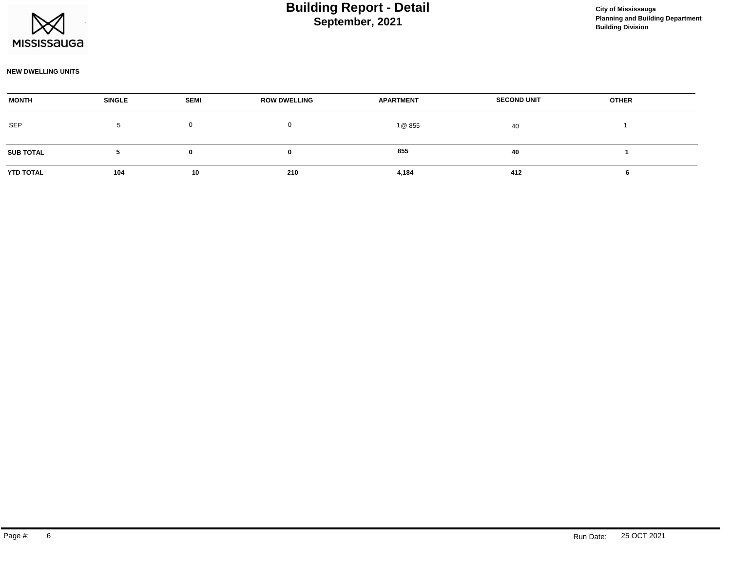# Building Report - Detail

## September, 2021

**City of Mississauga**
**Planning and Building Department**
**Building Division**

**NEW DWELLING UNITS**

| MONTH | SINGLE | SEMI | ROW DWELLING | APARTMENT | SECOND UNIT | OTHER |
|---|---|---|---|---|---|---|
| SEP | 5 | 0 | 0 | 1 @ 855 | 40 | 1 |
| **SUB TOTAL** | **5** | **0** | **0** | **855** | **40** | **1** |
| **YTD TOTAL** | **104** | **10** | **210** | **4,184** | **412** | **6** |

Run Date: 25 OCT 2021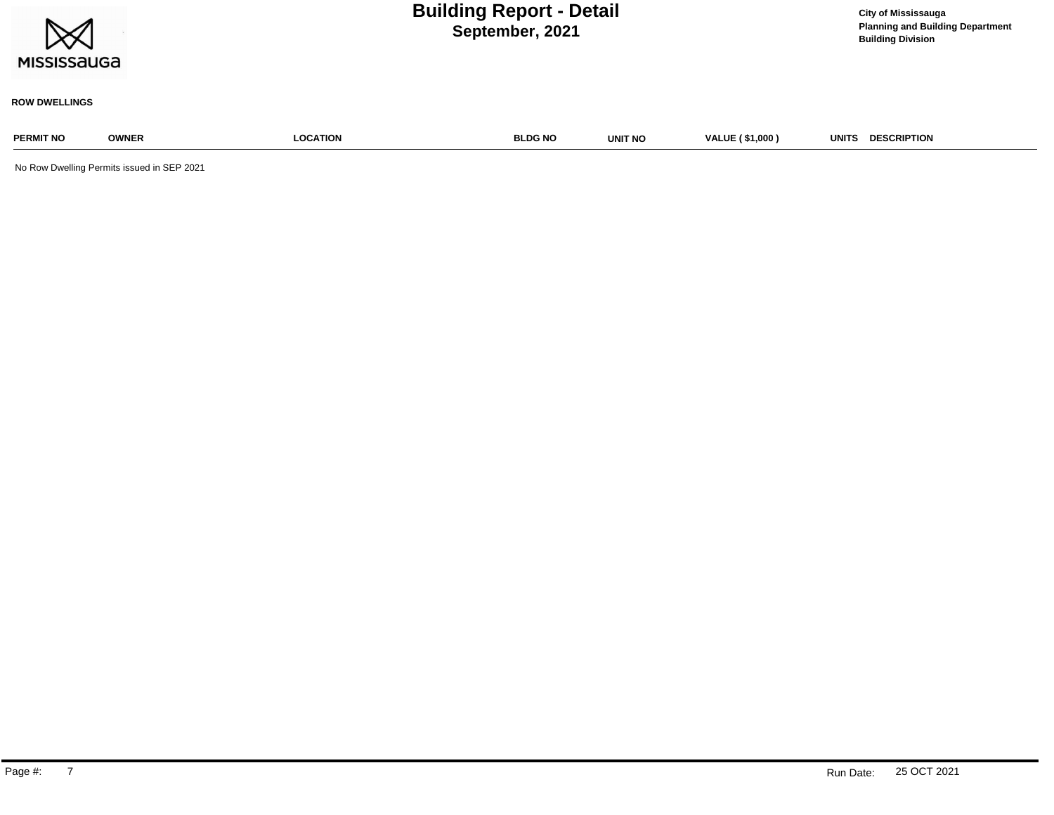# Building Report - Detail
## September, 2021

City of Mississauga
Planning and Building Department
Building Division

**ROW DWELLINGS**

| PERMIT NO | OWNER | LOCATION | BLDG NO | UNIT NO | VALUE ( $1,000 ) | UNITS | DESCRIPTION |
|---|---|---|---|---|---|---|---|

No Row Dwelling Permits issued in SEP 2021

Run Date: 25 OCT 2021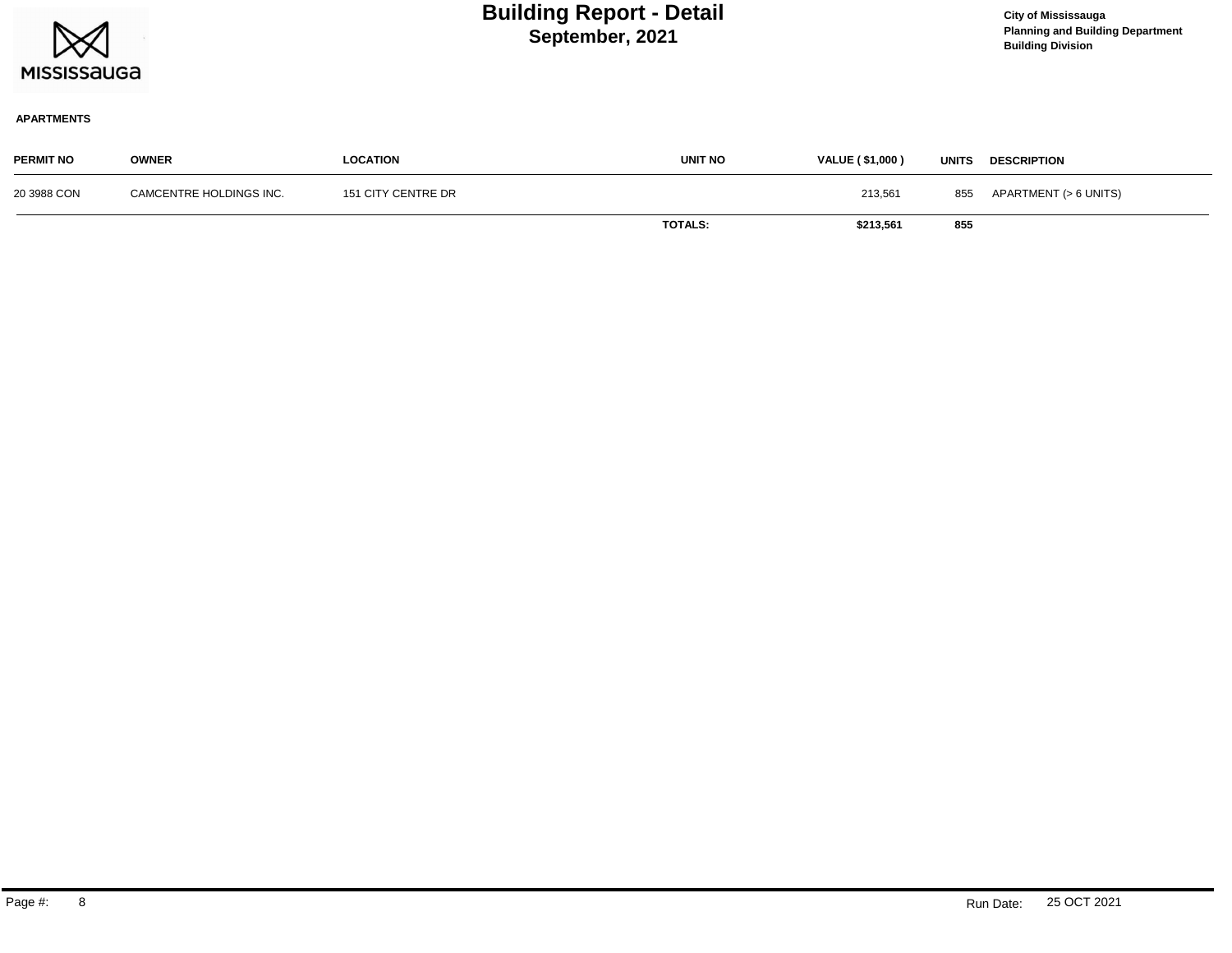# Building Report - Detail

## September, 2021

**City of Mississauga**
**Planning and Building Department**
**Building Division**

**APARTMENTS**

| PERMIT NO | OWNER | LOCATION | UNIT NO | VALUE ( $1,000 ) | UNITS | DESCRIPTION |
|---|---|---|---|---|---|---|
| 20 3988 CON | CAMCENTRE HOLDINGS INC. | 151 CITY CENTRE DR | | 213,561 | 855 | APARTMENT (> 6 UNITS) |
| | | | **TOTALS:** | **$213,561** | **855** | |

Run Date: 25 OCT 2021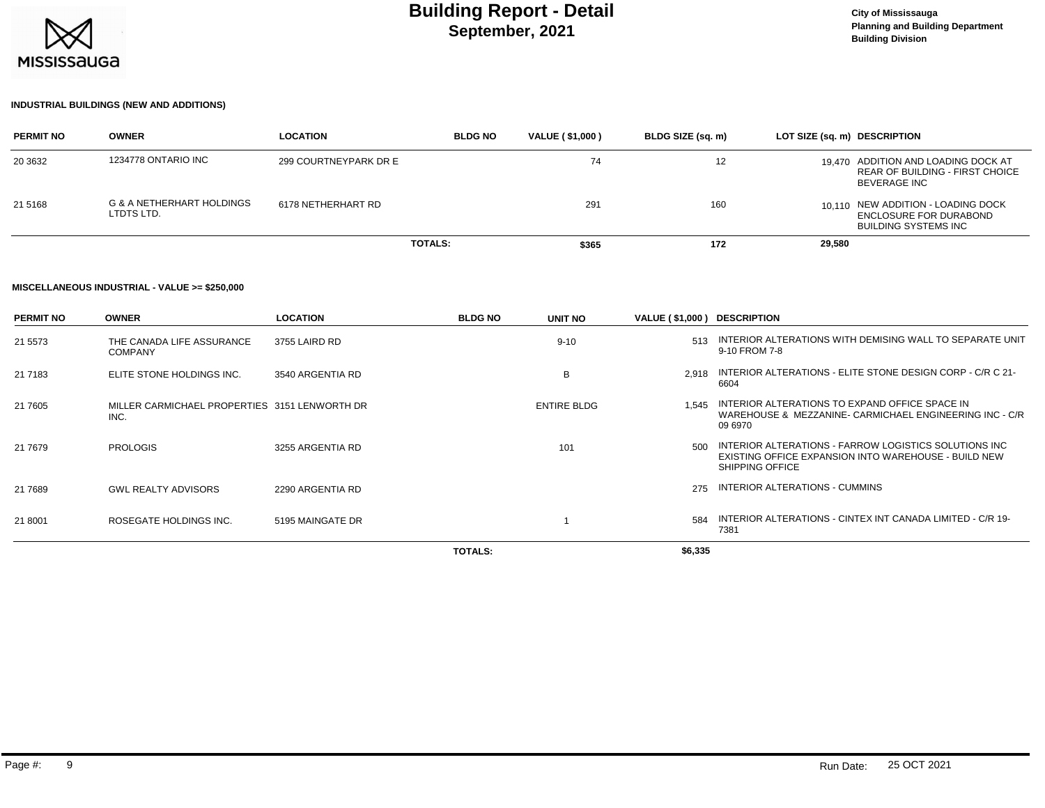# Building Report - Detail
## September, 2021

City of Mississauga
Planning and Building Department
Building Division

### INDUSTRIAL BUILDINGS (NEW AND ADDITIONS)

| PERMIT NO | OWNER | LOCATION | BLDG NO | VALUE ( $1,000 ) | BLDG SIZE (sq. m) | LOT SIZE (sq. m) | DESCRIPTION |
|---|---|---|---|---|---|---|---|
| 20 3632 | 1234778 ONTARIO INC | 299 COURTNEYPARK DR E | | 74 | 12 | 19,470 | ADDITION AND LOADING DOCK AT REAR OF BUILDING - FIRST CHOICE BEVERAGE INC |
| 21 5168 | G & A NETHERHART HOLDINGS LTDTS LTD. | 6178 NETHERHART RD | | 291 | 160 | 10,110 | NEW ADDITION - LOADING DOCK ENCLOSURE FOR DURABOND BUILDING SYSTEMS INC |
| | | | TOTALS: | $365 | 172 | 29,580 | |

### MISCELLANEOUS INDUSTRIAL - VALUE >= $250,000

| PERMIT NO | OWNER | LOCATION | BLDG NO | UNIT NO | VALUE ( $1,000 ) | DESCRIPTION |
|---|---|---|---|---|---|---|
| 21 5573 | THE CANADA LIFE ASSURANCE COMPANY | 3755 LAIRD RD | | 9-10 | 513 | INTERIOR ALTERATIONS WITH DEMISING WALL TO SEPARATE UNIT 9-10 FROM 7-8 |
| 21 7183 | ELITE STONE HOLDINGS INC. | 3540 ARGENTIA RD | | B | 2,918 | INTERIOR ALTERATIONS - ELITE STONE DESIGN CORP - C/R C 21-6604 |
| 21 7605 | MILLER CARMICHAEL PROPERTIES INC. | 3151 LENWORTH DR | | ENTIRE BLDG | 1,545 | INTERIOR ALTERATIONS TO EXPAND OFFICE SPACE IN WAREHOUSE & MEZZANINE- CARMICHAEL ENGINEERING INC - C/R 09 6970 |
| 21 7679 | PROLOGIS | 3255 ARGENTIA RD | | 101 | 500 | INTERIOR ALTERATIONS - FARROW LOGISTICS SOLUTIONS INC EXISTING OFFICE EXPANSION INTO WAREHOUSE - BUILD NEW SHIPPING OFFICE |
| 21 7689 | GWL REALTY ADVISORS | 2290 ARGENTIA RD | | | 275 | INTERIOR ALTERATIONS - CUMMINS |
| 21 8001 | ROSEGATE HOLDINGS INC. | 5195 MAINGATE DR | | 1 | 584 | INTERIOR ALTERATIONS - CINTEX INT CANADA LIMITED - C/R 19-7381 |
| | | | TOTALS: | | $6,335 | |

Run Date: 25 OCT 2021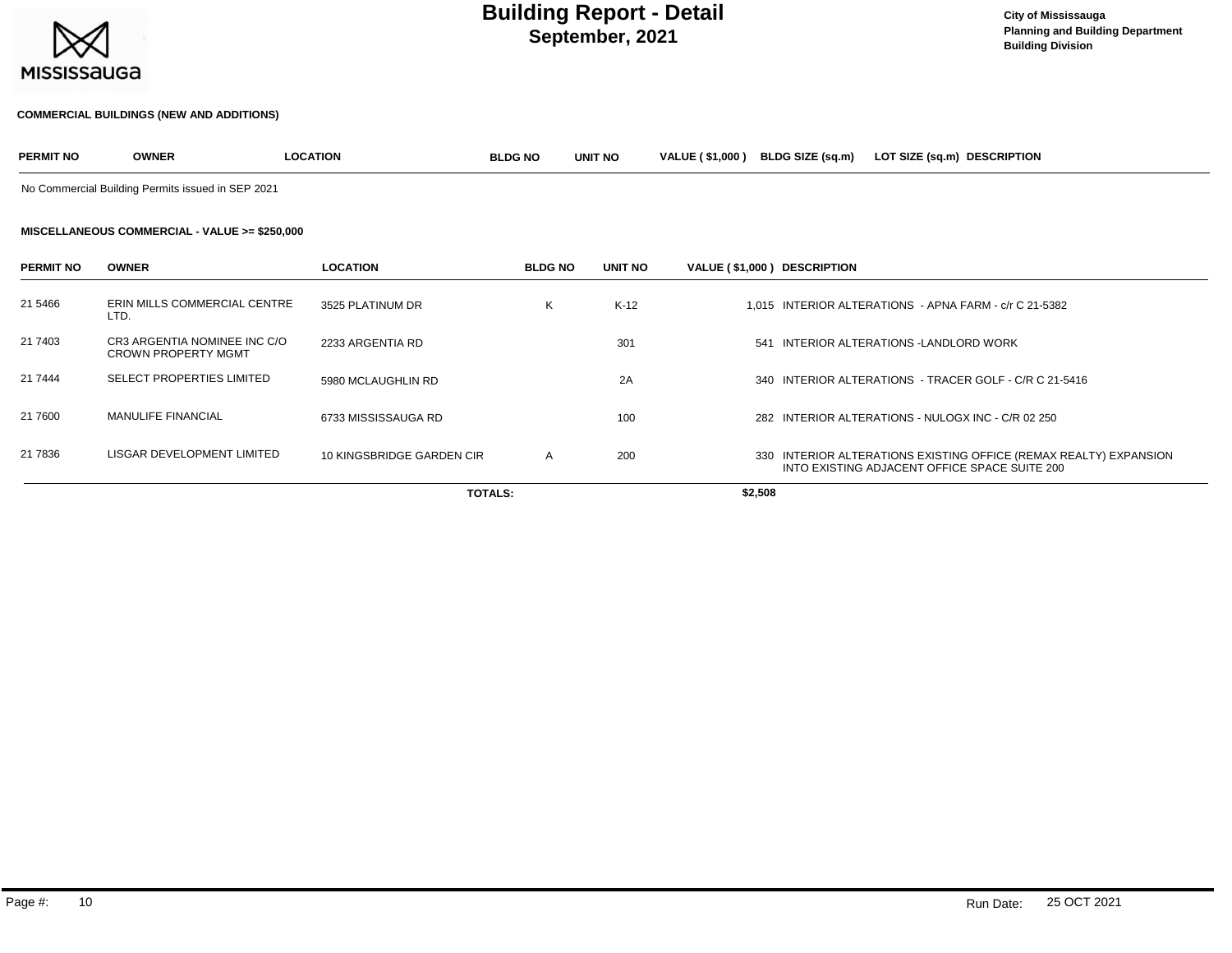# Building Report - Detail
## September, 2021

City of Mississauga
Planning and Building Department
Building Division

### COMMERCIAL BUILDINGS (NEW AND ADDITIONS)

| PERMIT NO | OWNER | LOCATION | BLDG NO | UNIT NO | VALUE ( $1,000 ) | BLDG SIZE (sq.m) | LOT SIZE (sq.m) | DESCRIPTION |
|---|---|---|---|---|---|---|---|---|

No Commercial Building Permits issued in SEP 2021

### MISCELLANEOUS COMMERCIAL - VALUE >= $250,000

| PERMIT NO | OWNER | LOCATION | BLDG NO | UNIT NO | VALUE ( $1,000 ) | DESCRIPTION |
|---|---|---|---|---|---|---|
| 21 5466 | ERIN MILLS COMMERCIAL CENTRE LTD. | 3525 PLATINUM DR | K | K-12 | 1,015 | INTERIOR ALTERATIONS - APNA FARM - c/r C 21-5382 |
| 21 7403 | CR3 ARGENTIA NOMINEE INC C/O CROWN PROPERTY MGMT | 2233 ARGENTIA RD | | 301 | 541 | INTERIOR ALTERATIONS -LANDLORD WORK |
| 21 7444 | SELECT PROPERTIES LIMITED | 5980 MCLAUGHLIN RD | | 2A | 340 | INTERIOR ALTERATIONS - TRACER GOLF - C/R C 21-5416 |
| 21 7600 | MANULIFE FINANCIAL | 6733 MISSISSAUGA RD | | 100 | 282 | INTERIOR ALTERATIONS - NULOGX INC - C/R 02 250 |
| 21 7836 | LISGAR DEVELOPMENT LIMITED | 10 KINGSBRIDGE GARDEN CIR | A | 200 | 330 | INTERIOR ALTERATIONS EXISTING OFFICE (REMAX REALTY) EXPANSION INTO EXISTING ADJACENT OFFICE SPACE SUITE 200 |
| | | TOTALS: | | | $2,508 | |

Run Date: 25 OCT 2021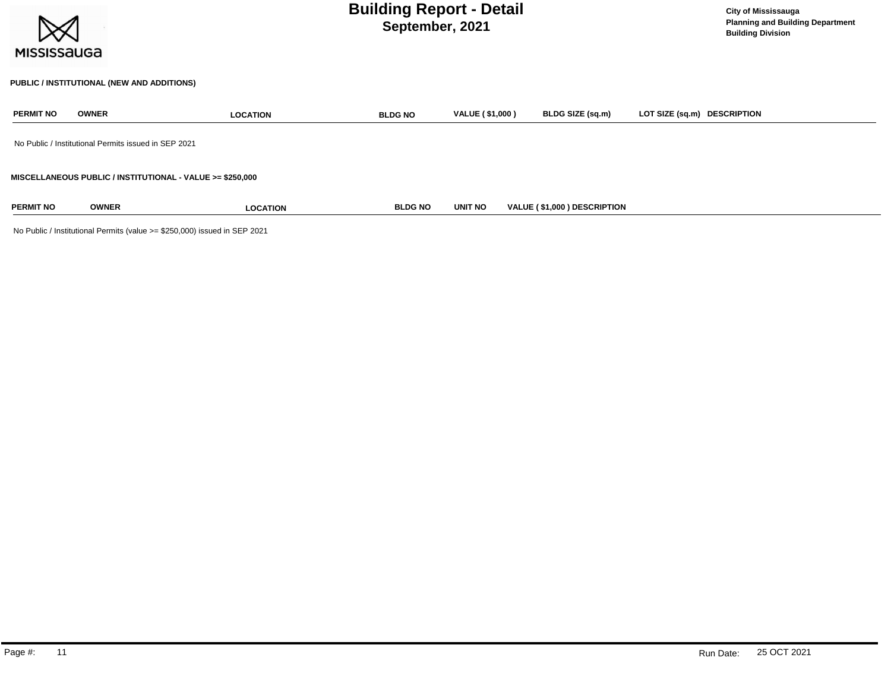# Building Report - Detail
## September, 2021

City of Mississauga
Planning and Building Department
Building Division

### PUBLIC / INSTITUTIONAL (NEW AND ADDITIONS)

| PERMIT NO | OWNER | LOCATION | BLDG NO | VALUE ( $1,000 ) | BLDG SIZE (sq.m) | LOT SIZE (sq.m) | DESCRIPTION |
|---|---|---|---|---|---|---|---|

No Public / Institutional Permits issued in SEP 2021

### MISCELLANEOUS PUBLIC / INSTITUTIONAL - VALUE >= $250,000

| PERMIT NO | OWNER | LOCATION | BLDG NO | UNIT NO | VALUE ( $1,000 ) | DESCRIPTION |
|---|---|---|---|---|---|---|

No Public / Institutional Permits (value >= $250,000) issued in SEP 2021

Run Date: 25 OCT 2021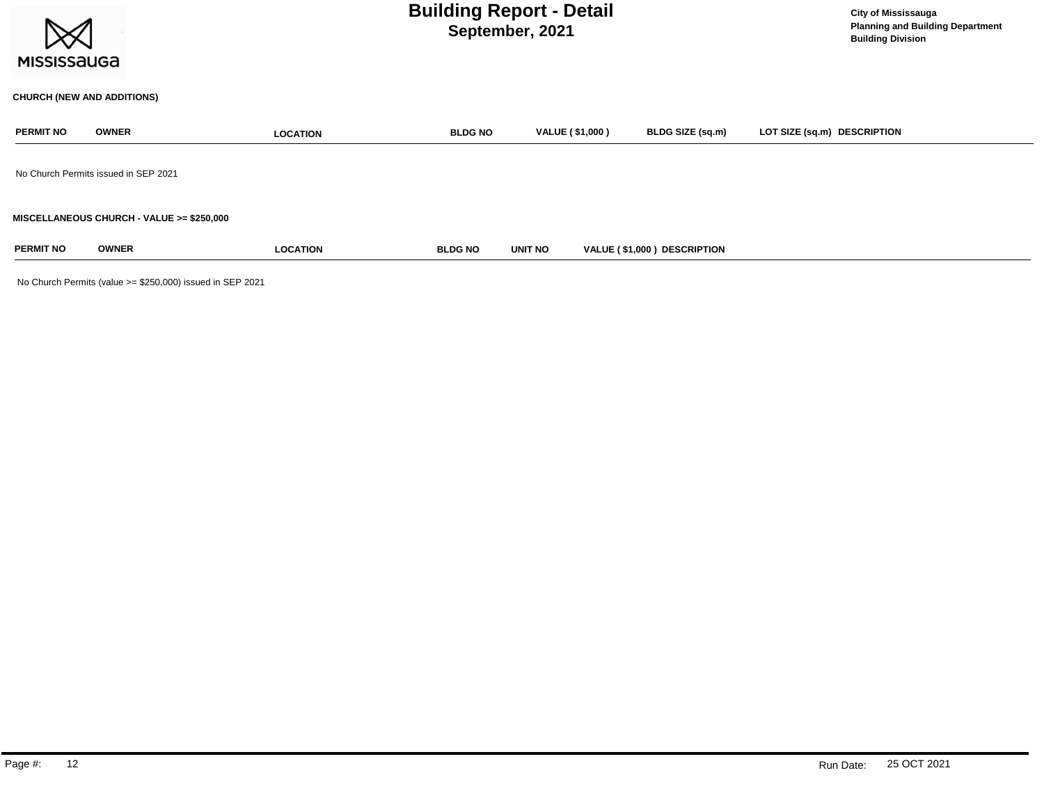# Building Report - Detail
## September, 2021

City of Mississauga
Planning and Building Department
Building Division

### CHURCH (NEW AND ADDITIONS)

| PERMIT NO | OWNER | LOCATION | BLDG NO | VALUE ( $1,000 ) | BLDG SIZE (sq.m) | LOT SIZE (sq.m) | DESCRIPTION |
|---|---|---|---|---|---|---|---|

No Church Permits issued in SEP 2021

### MISCELLANEOUS CHURCH - VALUE >= $250,000

| PERMIT NO | OWNER | LOCATION | BLDG NO | UNIT NO | VALUE ( $1,000 ) | DESCRIPTION |
|---|---|---|---|---|---|---|

No Church Permits (value >= $250,000) issued in SEP 2021

Run Date: 25 OCT 2021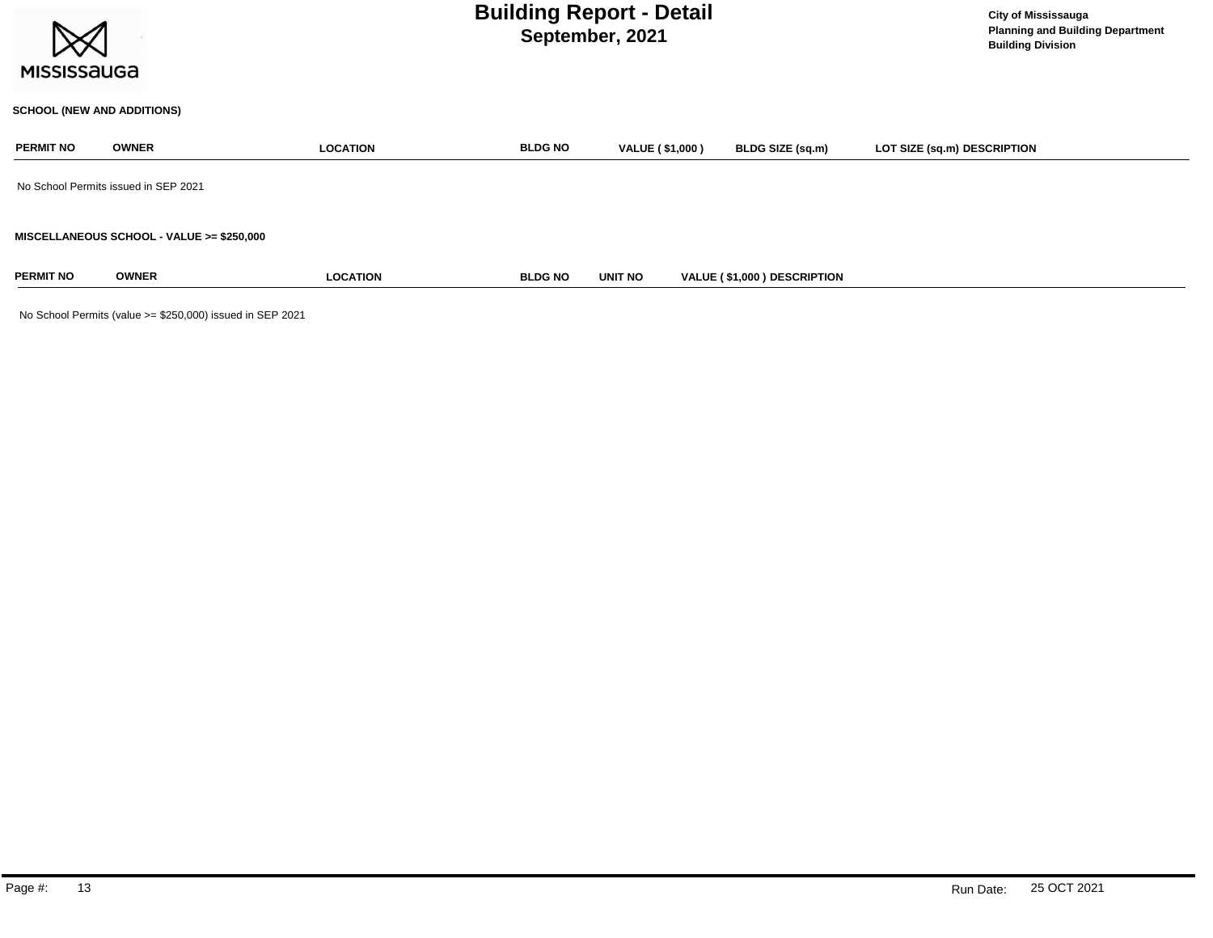# Building Report - Detail
## September, 2021

City of Mississauga
Planning and Building Department
Building Division

### SCHOOL (NEW AND ADDITIONS)

| PERMIT NO | OWNER | LOCATION | BLDG NO | VALUE ( $1,000 ) | BLDG SIZE (sq.m) | LOT SIZE (sq.m) | DESCRIPTION |
|---|---|---|---|---|---|---|---|

No School Permits issued in SEP 2021

### MISCELLANEOUS SCHOOL - VALUE >= $250,000

| PERMIT NO | OWNER | LOCATION | BLDG NO | UNIT NO | VALUE ( $1,000 ) | DESCRIPTION |
|---|---|---|---|---|---|---|

No School Permits (value >= $250,000) issued in SEP 2021

Run Date: 25 OCT 2021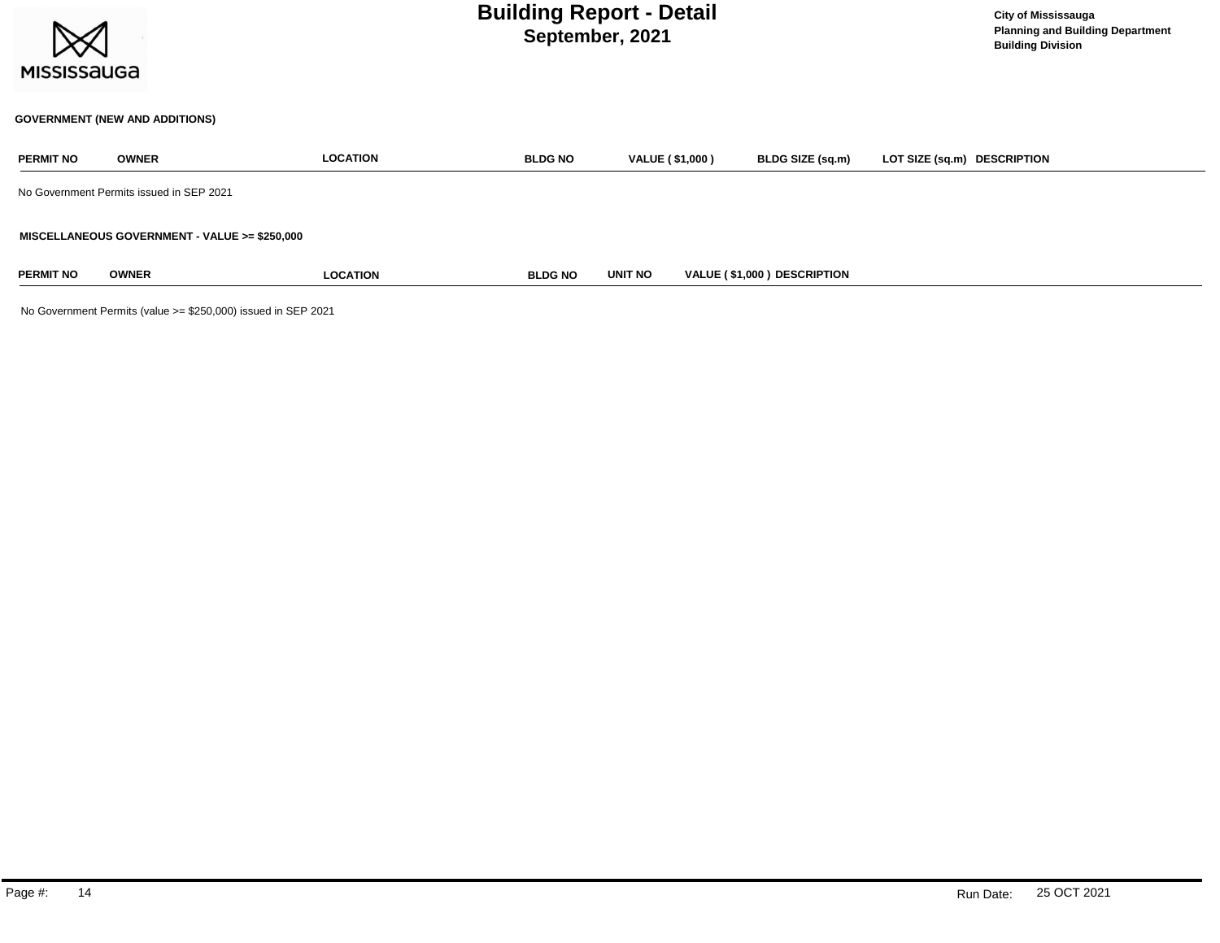## GOVERNMENT (NEW AND ADDITIONS)

| PERMIT NO | OWNER | LOCATION | BLDG NO | VALUE ( $1,000 ) | BLDG SIZE (sq.m) | LOT SIZE (sq.m) | DESCRIPTION |
| --- | --- | --- | --- | --- | --- | --- | --- |

No Government Permits issued in SEP 2021

## MISCELLANEOUS GOVERNMENT - VALUE >= $250,000

| PERMIT NO | OWNER | LOCATION | BLDG NO | UNIT NO | VALUE ( $1,000 ) | DESCRIPTION |
| --- | --- | --- | --- | --- | --- | --- |

No Government Permits (value >= $250,000) issued in SEP 2021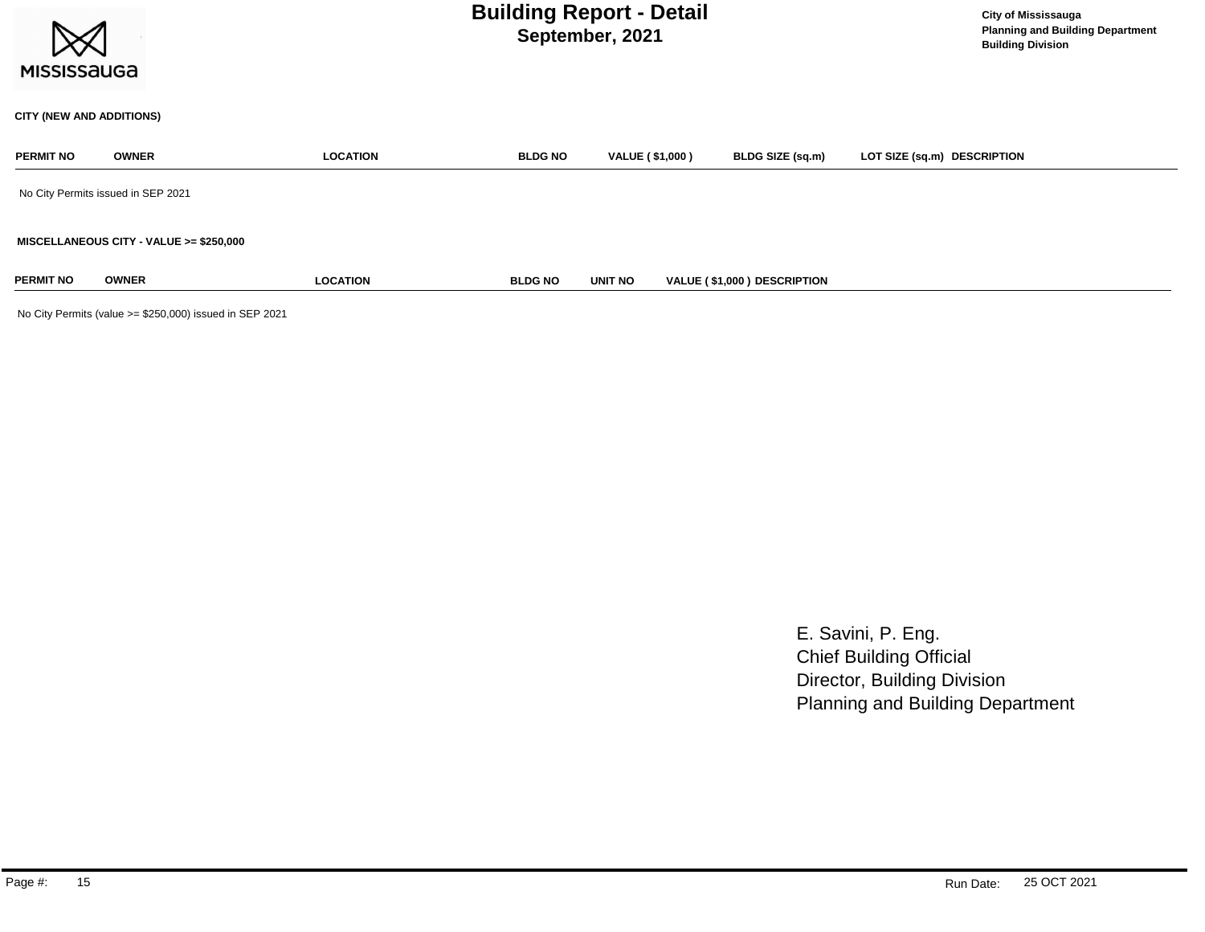# Building Report - Detail
## September, 2021

City of Mississauga
Planning and Building Department
Building Division

### CITY (NEW AND ADDITIONS)

| PERMIT NO | OWNER | LOCATION | BLDG NO | VALUE ( $1,000 ) | BLDG SIZE (sq.m) | LOT SIZE (sq.m) | DESCRIPTION |
|---|---|---|---|---|---|---|---|

No City Permits issued in SEP 2021

### MISCELLANEOUS CITY - VALUE >= $250,000

| PERMIT NO | OWNER | LOCATION | BLDG NO | UNIT NO | VALUE ( $1,000 ) | DESCRIPTION |
|---|---|---|---|---|---|---|

No City Permits (value >= $250,000) issued in SEP 2021

E. Savini, P. Eng.
Chief Building Official
Director, Building Division
Planning and Building Department

Run Date: 25 OCT 2021